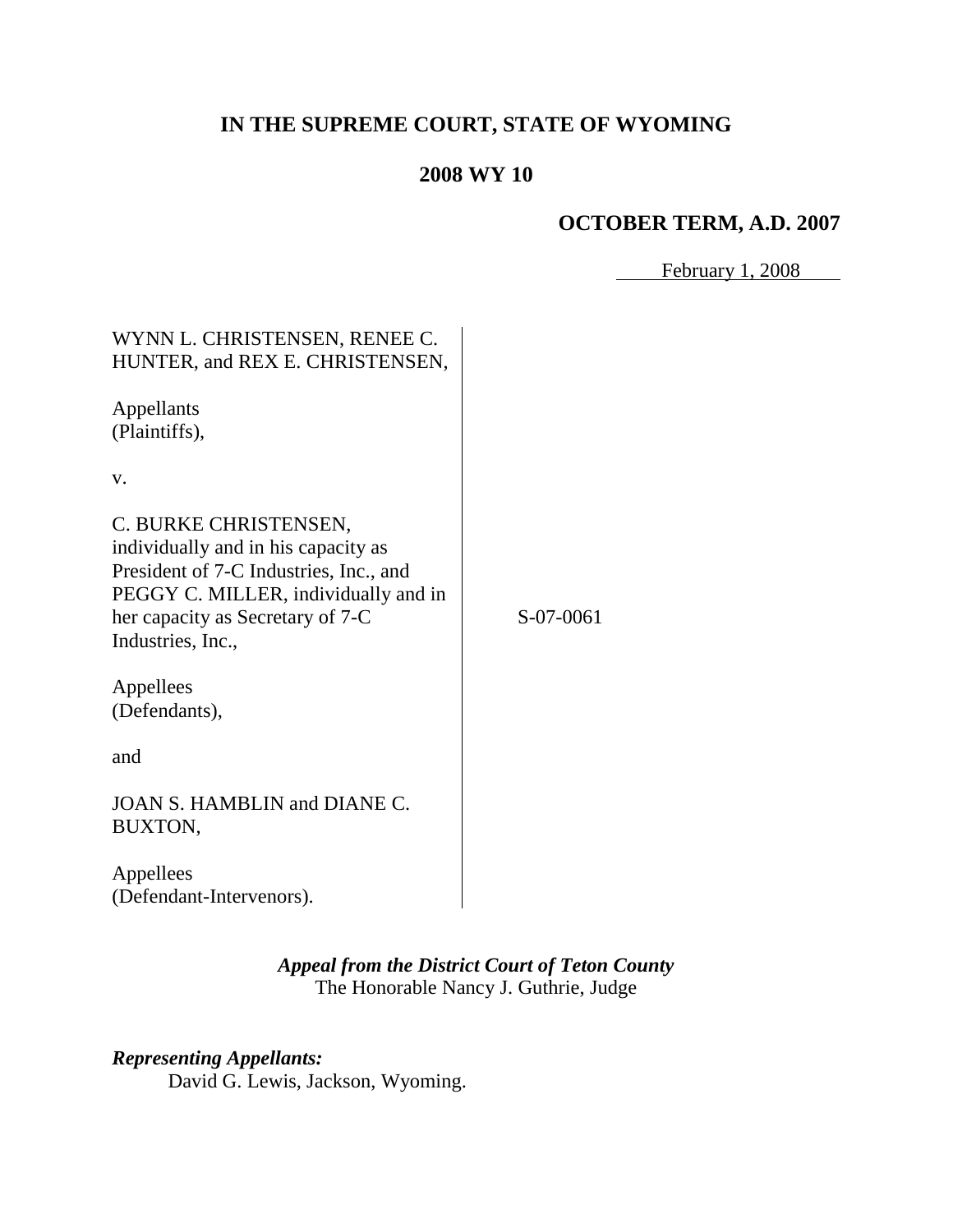# IN THE SUPREME COURT, STATE OF WYOMING

## 2008 WY 10

**OCTOBER TERM, A.D. 2007**

February 1, 2008

| | |
|---|---|
| WYNN L. CHRISTENSEN, RENEE C. HUNTER, and REX E. CHRISTENSEN,<br><br>Appellants (Plaintiffs),<br><br>v.<br><br>C. BURKE CHRISTENSEN, individually and in his capacity as President of 7-C Industries, Inc., and PEGGY C. MILLER, individually and in her capacity as Secretary of 7-C Industries, Inc.,<br><br>Appellees (Defendants),<br><br>and<br><br>JOAN S. HAMBLIN and DIANE C. BUXTON,<br><br>Appellees (Defendant-Intervenors). | S-07-0061 |

***Appeal from the District Court of Teton County***
The Honorable Nancy J. Guthrie, Judge

***Representing Appellants:***
David G. Lewis, Jackson, Wyoming.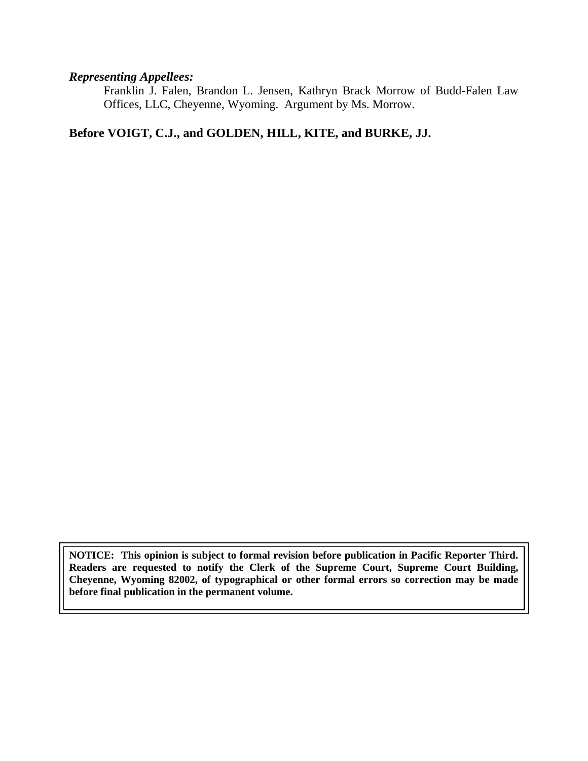***Representing Appellees:***

Franklin J. Falen, Brandon L. Jensen, Kathryn Brack Morrow of Budd-Falen Law Offices, LLC, Cheyenne, Wyoming. Argument by Ms. Morrow.

**Before VOIGT, C.J., and GOLDEN, HILL, KITE, and BURKE, JJ.**

**NOTICE: This opinion is subject to formal revision before publication in Pacific Reporter Third. Readers are requested to notify the Clerk of the Supreme Court, Supreme Court Building, Cheyenne, Wyoming 82002, of typographical or other formal errors so correction may be made before final publication in the permanent volume.**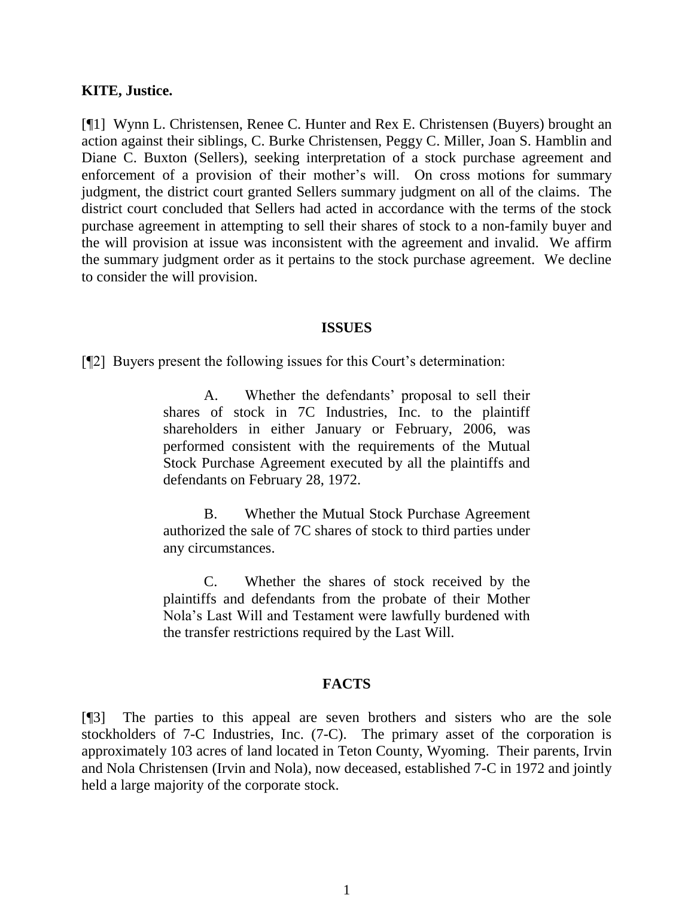**KITE, Justice.**

[¶1] Wynn L. Christensen, Renee C. Hunter and Rex E. Christensen (Buyers) brought an action against their siblings, C. Burke Christensen, Peggy C. Miller, Joan S. Hamblin and Diane C. Buxton (Sellers), seeking interpretation of a stock purchase agreement and enforcement of a provision of their mother's will. On cross motions for summary judgment, the district court granted Sellers summary judgment on all of the claims. The district court concluded that Sellers had acted in accordance with the terms of the stock purchase agreement in attempting to sell their shares of stock to a non-family buyer and the will provision at issue was inconsistent with the agreement and invalid. We affirm the summary judgment order as it pertains to the stock purchase agreement. We decline to consider the will provision.

## ISSUES

[¶2] Buyers present the following issues for this Court's determination:

> A. Whether the defendants' proposal to sell their shares of stock in 7C Industries, Inc. to the plaintiff shareholders in either January or February, 2006, was performed consistent with the requirements of the Mutual Stock Purchase Agreement executed by all the plaintiffs and defendants on February 28, 1972.
>
> B. Whether the Mutual Stock Purchase Agreement authorized the sale of 7C shares of stock to third parties under any circumstances.
>
> C. Whether the shares of stock received by the plaintiffs and defendants from the probate of their Mother Nola's Last Will and Testament were lawfully burdened with the transfer restrictions required by the Last Will.

## FACTS

[¶3] The parties to this appeal are seven brothers and sisters who are the sole stockholders of 7-C Industries, Inc. (7-C). The primary asset of the corporation is approximately 103 acres of land located in Teton County, Wyoming. Their parents, Irvin and Nola Christensen (Irvin and Nola), now deceased, established 7-C in 1972 and jointly held a large majority of the corporate stock.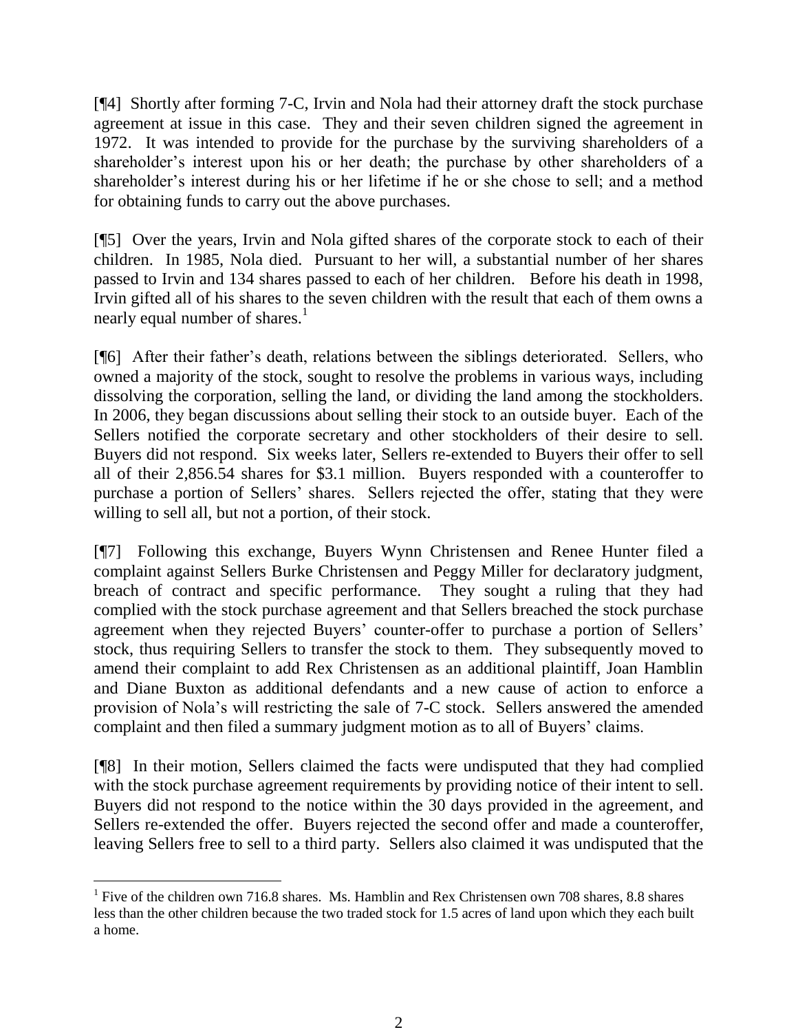[¶4] Shortly after forming 7-C, Irvin and Nola had their attorney draft the stock purchase agreement at issue in this case. They and their seven children signed the agreement in 1972. It was intended to provide for the purchase by the surviving shareholders of a shareholder's interest upon his or her death; the purchase by other shareholders of a shareholder's interest during his or her lifetime if he or she chose to sell; and a method for obtaining funds to carry out the above purchases.

[¶5] Over the years, Irvin and Nola gifted shares of the corporate stock to each of their children. In 1985, Nola died. Pursuant to her will, a substantial number of her shares passed to Irvin and 134 shares passed to each of her children. Before his death in 1998, Irvin gifted all of his shares to the seven children with the result that each of them owns a nearly equal number of shares.[1]

[¶6] After their father's death, relations between the siblings deteriorated. Sellers, who owned a majority of the stock, sought to resolve the problems in various ways, including dissolving the corporation, selling the land, or dividing the land among the stockholders. In 2006, they began discussions about selling their stock to an outside buyer. Each of the Sellers notified the corporate secretary and other stockholders of their desire to sell. Buyers did not respond. Six weeks later, Sellers re-extended to Buyers their offer to sell all of their 2,856.54 shares for $3.1 million. Buyers responded with a counteroffer to purchase a portion of Sellers' shares. Sellers rejected the offer, stating that they were willing to sell all, but not a portion, of their stock.

[¶7] Following this exchange, Buyers Wynn Christensen and Renee Hunter filed a complaint against Sellers Burke Christensen and Peggy Miller for declaratory judgment, breach of contract and specific performance. They sought a ruling that they had complied with the stock purchase agreement and that Sellers breached the stock purchase agreement when they rejected Buyers' counter-offer to purchase a portion of Sellers' stock, thus requiring Sellers to transfer the stock to them. They subsequently moved to amend their complaint to add Rex Christensen as an additional plaintiff, Joan Hamblin and Diane Buxton as additional defendants and a new cause of action to enforce a provision of Nola's will restricting the sale of 7-C stock. Sellers answered the amended complaint and then filed a summary judgment motion as to all of Buyers' claims.

[¶8] In their motion, Sellers claimed the facts were undisputed that they had complied with the stock purchase agreement requirements by providing notice of their intent to sell. Buyers did not respond to the notice within the 30 days provided in the agreement, and Sellers re-extended the offer. Buyers rejected the second offer and made a counteroffer, leaving Sellers free to sell to a third party. Sellers also claimed it was undisputed that the

---

[1] Five of the children own 716.8 shares. Ms. Hamblin and Rex Christensen own 708 shares, 8.8 shares less than the other children because the two traded stock for 1.5 acres of land upon which they each built a home.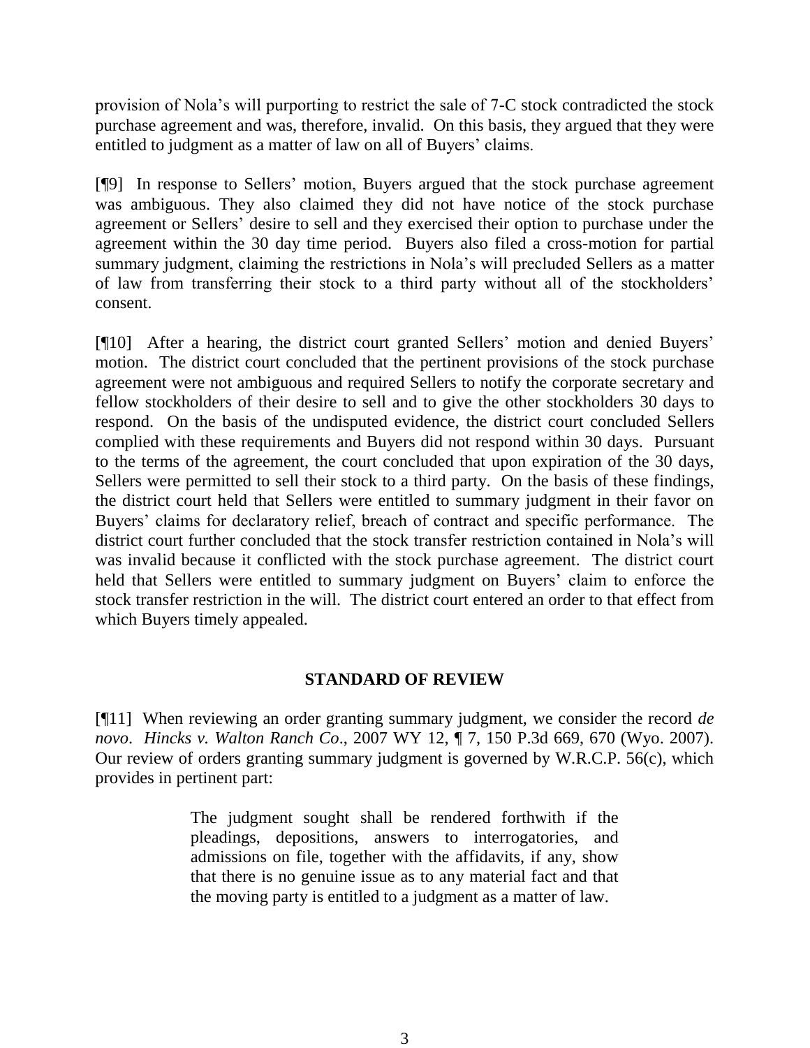provision of Nola's will purporting to restrict the sale of 7-C stock contradicted the stock purchase agreement and was, therefore, invalid. On this basis, they argued that they were entitled to judgment as a matter of law on all of Buyers' claims.

[¶9] In response to Sellers' motion, Buyers argued that the stock purchase agreement was ambiguous. They also claimed they did not have notice of the stock purchase agreement or Sellers' desire to sell and they exercised their option to purchase under the agreement within the 30 day time period. Buyers also filed a cross-motion for partial summary judgment, claiming the restrictions in Nola's will precluded Sellers as a matter of law from transferring their stock to a third party without all of the stockholders' consent.

[¶10] After a hearing, the district court granted Sellers' motion and denied Buyers' motion. The district court concluded that the pertinent provisions of the stock purchase agreement were not ambiguous and required Sellers to notify the corporate secretary and fellow stockholders of their desire to sell and to give the other stockholders 30 days to respond. On the basis of the undisputed evidence, the district court concluded Sellers complied with these requirements and Buyers did not respond within 30 days. Pursuant to the terms of the agreement, the court concluded that upon expiration of the 30 days, Sellers were permitted to sell their stock to a third party. On the basis of these findings, the district court held that Sellers were entitled to summary judgment in their favor on Buyers' claims for declaratory relief, breach of contract and specific performance. The district court further concluded that the stock transfer restriction contained in Nola's will was invalid because it conflicted with the stock purchase agreement. The district court held that Sellers were entitled to summary judgment on Buyers' claim to enforce the stock transfer restriction in the will. The district court entered an order to that effect from which Buyers timely appealed.

## STANDARD OF REVIEW

[¶11] When reviewing an order granting summary judgment, we consider the record *de novo*. *Hincks v. Walton Ranch Co*., 2007 WY 12, ¶ 7, 150 P.3d 669, 670 (Wyo. 2007). Our review of orders granting summary judgment is governed by W.R.C.P. 56(c), which provides in pertinent part:

> The judgment sought shall be rendered forthwith if the pleadings, depositions, answers to interrogatories, and admissions on file, together with the affidavits, if any, show that there is no genuine issue as to any material fact and that the moving party is entitled to a judgment as a matter of law.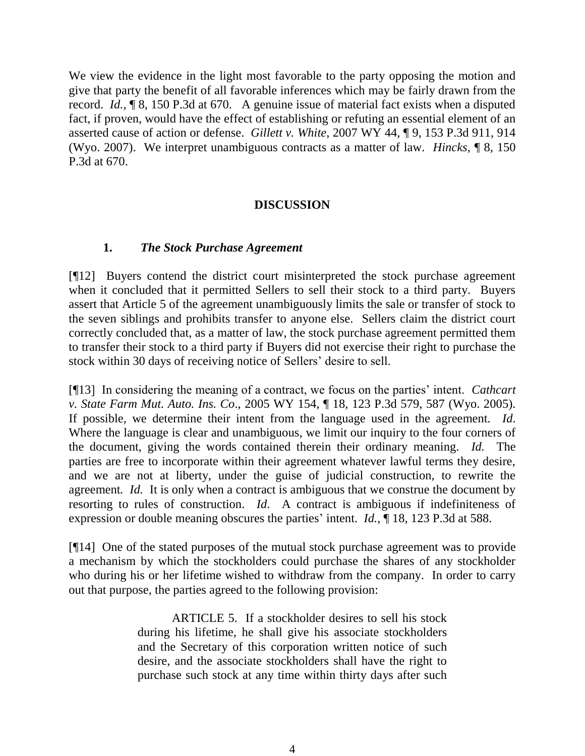We view the evidence in the light most favorable to the party opposing the motion and give that party the benefit of all favorable inferences which may be fairly drawn from the record. *Id.*, ¶ 8, 150 P.3d at 670. A genuine issue of material fact exists when a disputed fact, if proven, would have the effect of establishing or refuting an essential element of an asserted cause of action or defense. *Gillett v. White*, 2007 WY 44, ¶ 9, 153 P.3d 911, 914 (Wyo. 2007). We interpret unambiguous contracts as a matter of law. *Hincks*, ¶ 8, 150 P.3d at 670.

## DISCUSSION

### 1. *The Stock Purchase Agreement*

[¶12] Buyers contend the district court misinterpreted the stock purchase agreement when it concluded that it permitted Sellers to sell their stock to a third party. Buyers assert that Article 5 of the agreement unambiguously limits the sale or transfer of stock to the seven siblings and prohibits transfer to anyone else. Sellers claim the district court correctly concluded that, as a matter of law, the stock purchase agreement permitted them to transfer their stock to a third party if Buyers did not exercise their right to purchase the stock within 30 days of receiving notice of Sellers' desire to sell.

[¶13] In considering the meaning of a contract, we focus on the parties' intent. *Cathcart v. State Farm Mut. Auto. Ins. Co*., 2005 WY 154, ¶ 18, 123 P.3d 579, 587 (Wyo. 2005). If possible, we determine their intent from the language used in the agreement. *Id*. Where the language is clear and unambiguous, we limit our inquiry to the four corners of the document, giving the words contained therein their ordinary meaning. *Id.* The parties are free to incorporate within their agreement whatever lawful terms they desire, and we are not at liberty, under the guise of judicial construction, to rewrite the agreement. *Id.* It is only when a contract is ambiguous that we construe the document by resorting to rules of construction. *Id*. A contract is ambiguous if indefiniteness of expression or double meaning obscures the parties' intent. *Id.*, ¶ 18, 123 P.3d at 588.

[¶14] One of the stated purposes of the mutual stock purchase agreement was to provide a mechanism by which the stockholders could purchase the shares of any stockholder who during his or her lifetime wished to withdraw from the company. In order to carry out that purpose, the parties agreed to the following provision:

> ARTICLE 5. If a stockholder desires to sell his stock during his lifetime, he shall give his associate stockholders and the Secretary of this corporation written notice of such desire, and the associate stockholders shall have the right to purchase such stock at any time within thirty days after such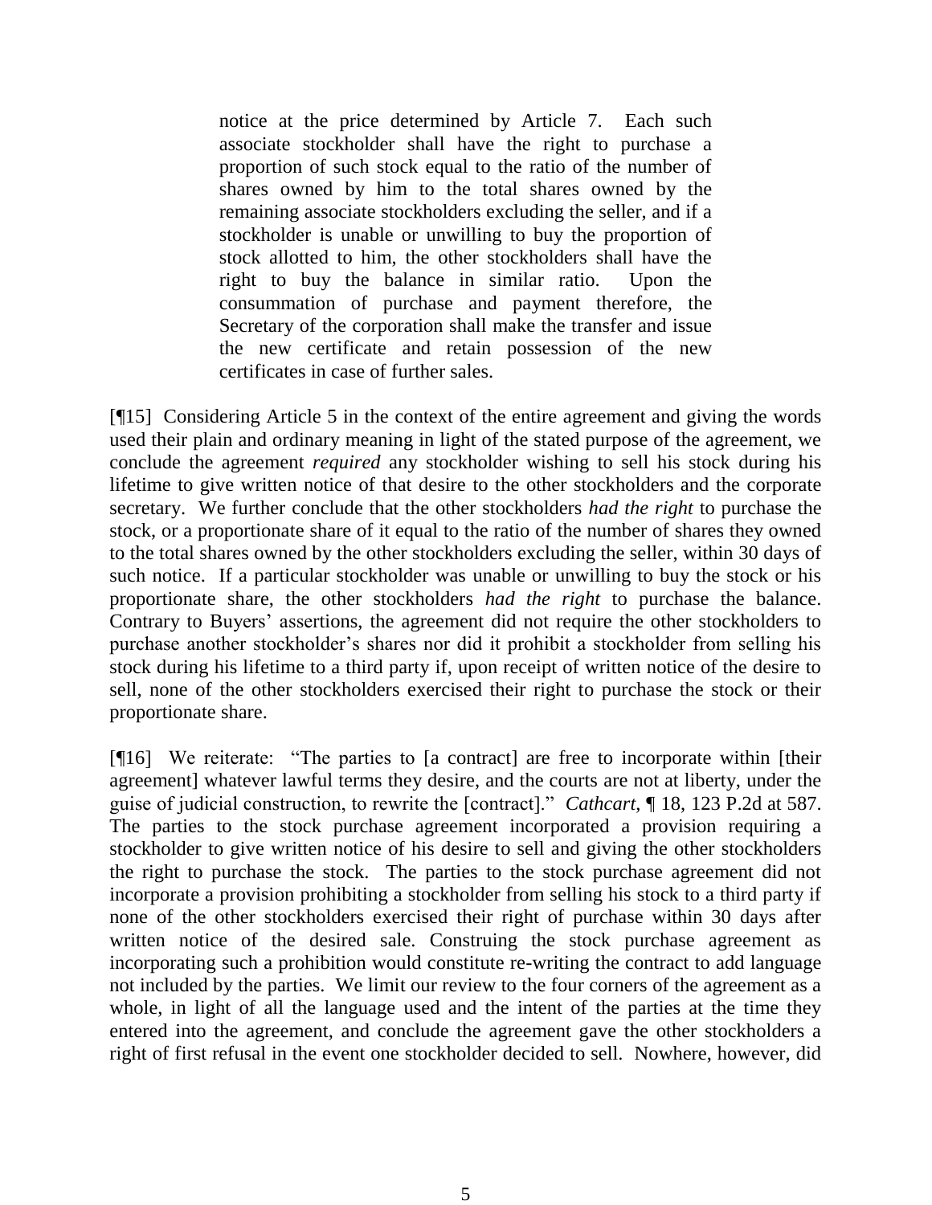> notice at the price determined by Article 7. Each such associate stockholder shall have the right to purchase a proportion of such stock equal to the ratio of the number of shares owned by him to the total shares owned by the remaining associate stockholders excluding the seller, and if a stockholder is unable or unwilling to buy the proportion of stock allotted to him, the other stockholders shall have the right to buy the balance in similar ratio. Upon the consummation of purchase and payment therefore, the Secretary of the corporation shall make the transfer and issue the new certificate and retain possession of the new certificates in case of further sales.

[¶15] Considering Article 5 in the context of the entire agreement and giving the words used their plain and ordinary meaning in light of the stated purpose of the agreement, we conclude the agreement *required* any stockholder wishing to sell his stock during his lifetime to give written notice of that desire to the other stockholders and the corporate secretary. We further conclude that the other stockholders *had the right* to purchase the stock, or a proportionate share of it equal to the ratio of the number of shares they owned to the total shares owned by the other stockholders excluding the seller, within 30 days of such notice. If a particular stockholder was unable or unwilling to buy the stock or his proportionate share, the other stockholders *had the right* to purchase the balance. Contrary to Buyers' assertions, the agreement did not require the other stockholders to purchase another stockholder's shares nor did it prohibit a stockholder from selling his stock during his lifetime to a third party if, upon receipt of written notice of the desire to sell, none of the other stockholders exercised their right to purchase the stock or their proportionate share.

[¶16] We reiterate: "The parties to [a contract] are free to incorporate within [their agreement] whatever lawful terms they desire, and the courts are not at liberty, under the guise of judicial construction, to rewrite the [contract]." *Cathcart*, ¶ 18, 123 P.2d at 587. The parties to the stock purchase agreement incorporated a provision requiring a stockholder to give written notice of his desire to sell and giving the other stockholders the right to purchase the stock. The parties to the stock purchase agreement did not incorporate a provision prohibiting a stockholder from selling his stock to a third party if none of the other stockholders exercised their right of purchase within 30 days after written notice of the desired sale. Construing the stock purchase agreement as incorporating such a prohibition would constitute re-writing the contract to add language not included by the parties. We limit our review to the four corners of the agreement as a whole, in light of all the language used and the intent of the parties at the time they entered into the agreement, and conclude the agreement gave the other stockholders a right of first refusal in the event one stockholder decided to sell. Nowhere, however, did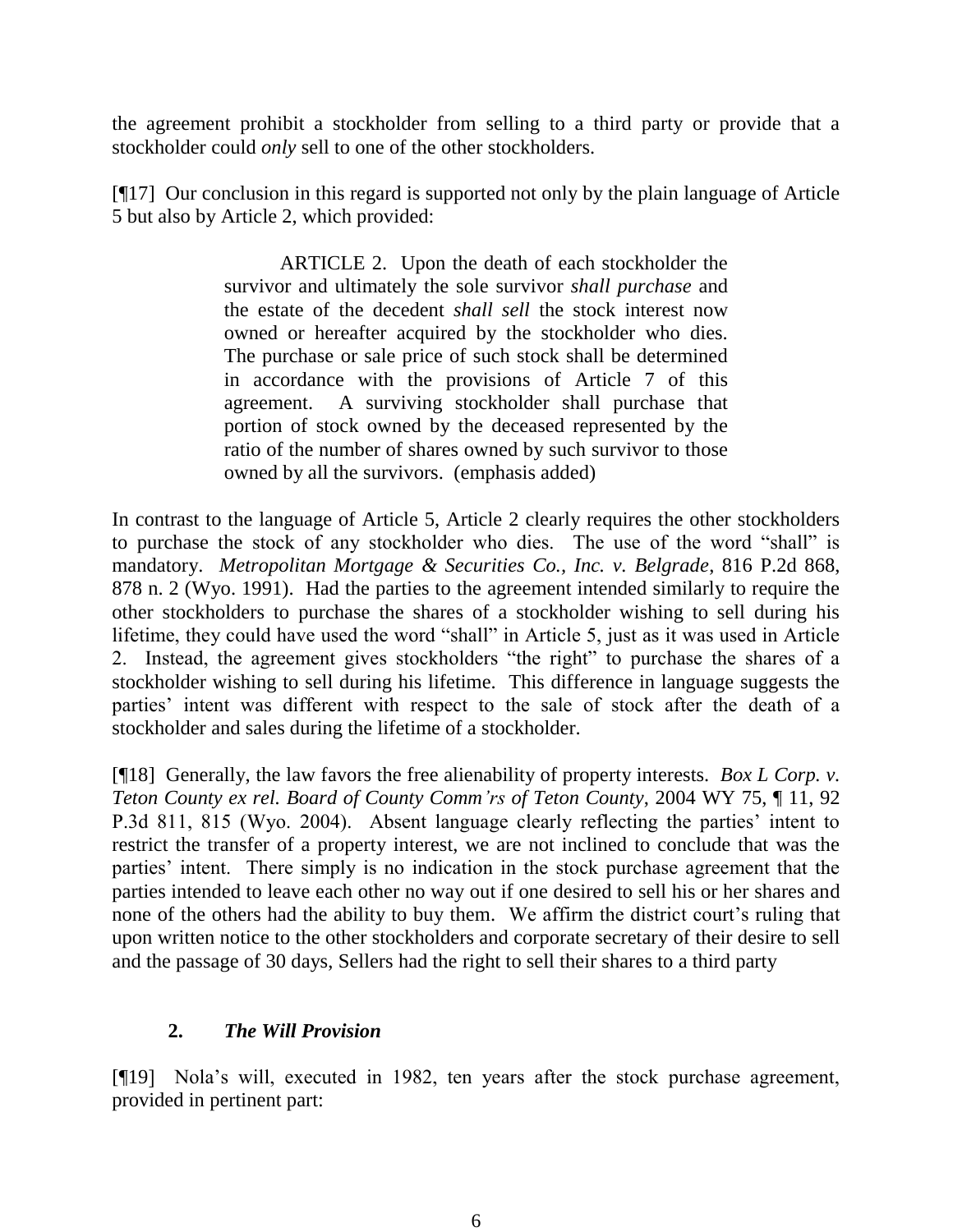the agreement prohibit a stockholder from selling to a third party or provide that a stockholder could *only* sell to one of the other stockholders.

[¶17] Our conclusion in this regard is supported not only by the plain language of Article 5 but also by Article 2, which provided:

> ARTICLE 2. Upon the death of each stockholder the survivor and ultimately the sole survivor *shall purchase* and the estate of the decedent *shall sell* the stock interest now owned or hereafter acquired by the stockholder who dies. The purchase or sale price of such stock shall be determined in accordance with the provisions of Article 7 of this agreement. A surviving stockholder shall purchase that portion of stock owned by the deceased represented by the ratio of the number of shares owned by such survivor to those owned by all the survivors. (emphasis added)

In contrast to the language of Article 5, Article 2 clearly requires the other stockholders to purchase the stock of any stockholder who dies. The use of the word "shall" is mandatory. *Metropolitan Mortgage & Securities Co., Inc. v. Belgrade*, 816 P.2d 868, 878 n. 2 (Wyo. 1991). Had the parties to the agreement intended similarly to require the other stockholders to purchase the shares of a stockholder wishing to sell during his lifetime, they could have used the word "shall" in Article 5, just as it was used in Article 2. Instead, the agreement gives stockholders "the right" to purchase the shares of a stockholder wishing to sell during his lifetime. This difference in language suggests the parties' intent was different with respect to the sale of stock after the death of a stockholder and sales during the lifetime of a stockholder.

[¶18] Generally, the law favors the free alienability of property interests. *Box L Corp. v. Teton County ex rel. Board of County Comm'rs of Teton County*, 2004 WY 75, ¶ 11, 92 P.3d 811, 815 (Wyo. 2004). Absent language clearly reflecting the parties' intent to restrict the transfer of a property interest, we are not inclined to conclude that was the parties' intent. There simply is no indication in the stock purchase agreement that the parties intended to leave each other no way out if one desired to sell his or her shares and none of the others had the ability to buy them. We affirm the district court's ruling that upon written notice to the other stockholders and corporate secretary of their desire to sell and the passage of 30 days, Sellers had the right to sell their shares to a third party

### 2. *The Will Provision*

[¶19] Nola's will, executed in 1982, ten years after the stock purchase agreement, provided in pertinent part: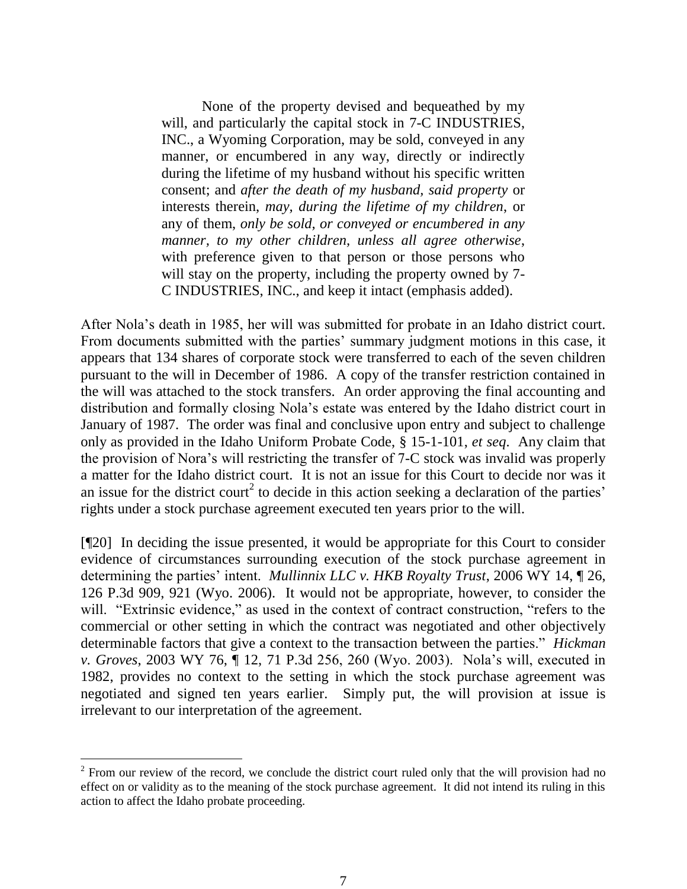> None of the property devised and bequeathed by my will, and particularly the capital stock in 7-C INDUSTRIES, INC., a Wyoming Corporation, may be sold, conveyed in any manner, or encumbered in any way, directly or indirectly during the lifetime of my husband without his specific written consent; and *after the death of my husband, said property* or interests therein, *may, during the lifetime of my children*, or any of them, *only be sold, or conveyed or encumbered in any manner, to my other children, unless all agree otherwise*, with preference given to that person or those persons who will stay on the property, including the property owned by 7-C INDUSTRIES, INC., and keep it intact (emphasis added).

After Nola's death in 1985, her will was submitted for probate in an Idaho district court. From documents submitted with the parties' summary judgment motions in this case, it appears that 134 shares of corporate stock were transferred to each of the seven children pursuant to the will in December of 1986. A copy of the transfer restriction contained in the will was attached to the stock transfers. An order approving the final accounting and distribution and formally closing Nola's estate was entered by the Idaho district court in January of 1987. The order was final and conclusive upon entry and subject to challenge only as provided in the Idaho Uniform Probate Code, § 15-1-101, *et seq*. Any claim that the provision of Nora's will restricting the transfer of 7-C stock was invalid was properly a matter for the Idaho district court. It is not an issue for this Court to decide nor was it an issue for the district court[2] to decide in this action seeking a declaration of the parties' rights under a stock purchase agreement executed ten years prior to the will.

[¶20] In deciding the issue presented, it would be appropriate for this Court to consider evidence of circumstances surrounding execution of the stock purchase agreement in determining the parties' intent. *Mullinnix LLC v. HKB Royalty Trust*, 2006 WY 14, ¶ 26, 126 P.3d 909, 921 (Wyo. 2006). It would not be appropriate, however, to consider the will. "Extrinsic evidence," as used in the context of contract construction, "refers to the commercial or other setting in which the contract was negotiated and other objectively determinable factors that give a context to the transaction between the parties." *Hickman v. Groves*, 2003 WY 76, ¶ 12, 71 P.3d 256, 260 (Wyo. 2003). Nola's will, executed in 1982, provides no context to the setting in which the stock purchase agreement was negotiated and signed ten years earlier. Simply put, the will provision at issue is irrelevant to our interpretation of the agreement.

---

[2] From our review of the record, we conclude the district court ruled only that the will provision had no effect on or validity as to the meaning of the stock purchase agreement. It did not intend its ruling in this action to affect the Idaho probate proceeding.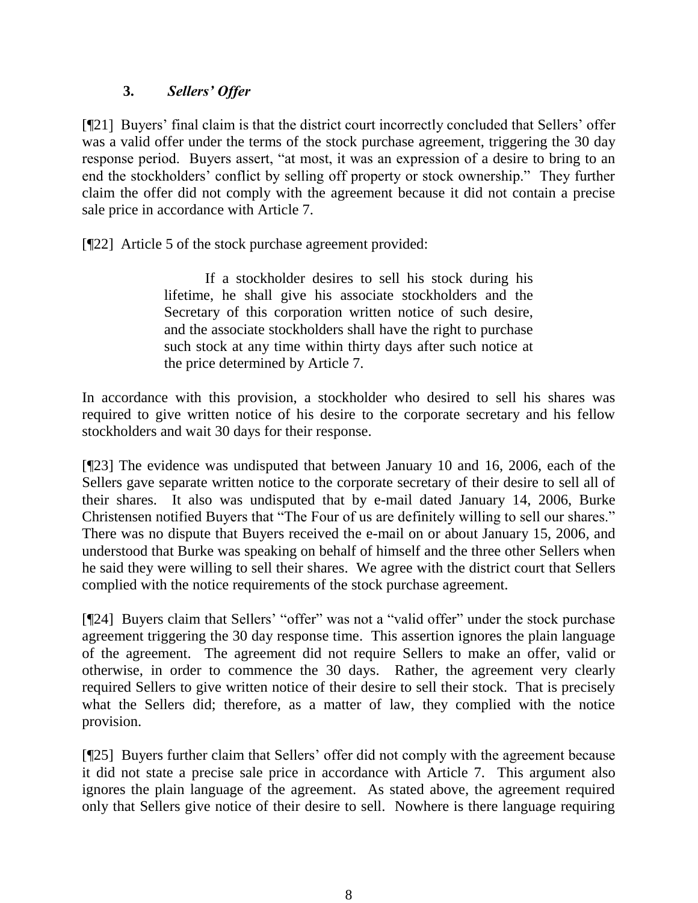### 3. *Sellers' Offer*

[¶21] Buyers' final claim is that the district court incorrectly concluded that Sellers' offer was a valid offer under the terms of the stock purchase agreement, triggering the 30 day response period. Buyers assert, "at most, it was an expression of a desire to bring to an end the stockholders' conflict by selling off property or stock ownership." They further claim the offer did not comply with the agreement because it did not contain a precise sale price in accordance with Article 7.

[¶22] Article 5 of the stock purchase agreement provided:

> If a stockholder desires to sell his stock during his lifetime, he shall give his associate stockholders and the Secretary of this corporation written notice of such desire, and the associate stockholders shall have the right to purchase such stock at any time within thirty days after such notice at the price determined by Article 7.

In accordance with this provision, a stockholder who desired to sell his shares was required to give written notice of his desire to the corporate secretary and his fellow stockholders and wait 30 days for their response.

[¶23] The evidence was undisputed that between January 10 and 16, 2006, each of the Sellers gave separate written notice to the corporate secretary of their desire to sell all of their shares. It also was undisputed that by e-mail dated January 14, 2006, Burke Christensen notified Buyers that "The Four of us are definitely willing to sell our shares." There was no dispute that Buyers received the e-mail on or about January 15, 2006, and understood that Burke was speaking on behalf of himself and the three other Sellers when he said they were willing to sell their shares. We agree with the district court that Sellers complied with the notice requirements of the stock purchase agreement.

[¶24] Buyers claim that Sellers' "offer" was not a "valid offer" under the stock purchase agreement triggering the 30 day response time. This assertion ignores the plain language of the agreement. The agreement did not require Sellers to make an offer, valid or otherwise, in order to commence the 30 days. Rather, the agreement very clearly required Sellers to give written notice of their desire to sell their stock. That is precisely what the Sellers did; therefore, as a matter of law, they complied with the notice provision.

[¶25] Buyers further claim that Sellers' offer did not comply with the agreement because it did not state a precise sale price in accordance with Article 7. This argument also ignores the plain language of the agreement. As stated above, the agreement required only that Sellers give notice of their desire to sell. Nowhere is there language requiring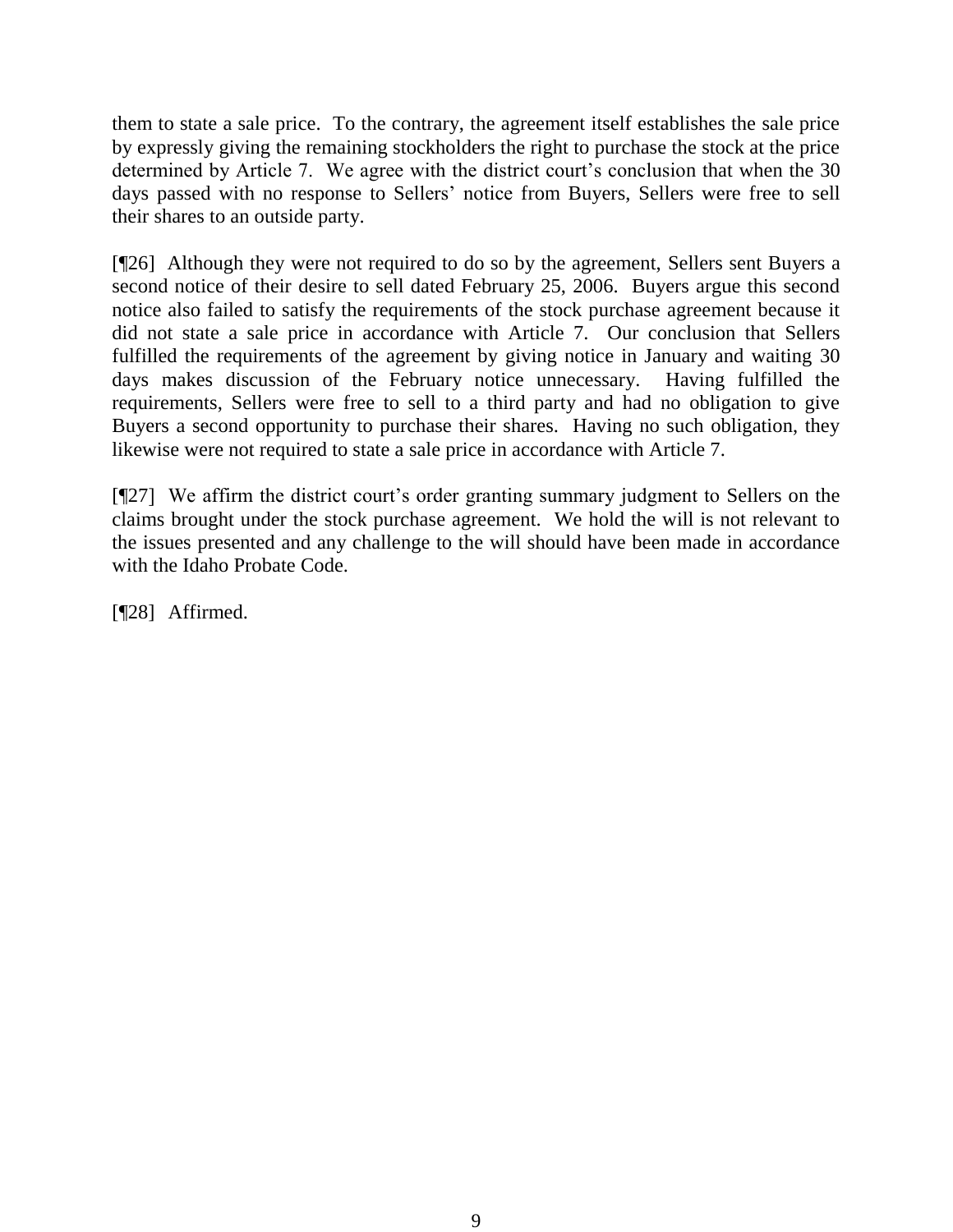them to state a sale price. To the contrary, the agreement itself establishes the sale price by expressly giving the remaining stockholders the right to purchase the stock at the price determined by Article 7. We agree with the district court's conclusion that when the 30 days passed with no response to Sellers' notice from Buyers, Sellers were free to sell their shares to an outside party.

[¶26] Although they were not required to do so by the agreement, Sellers sent Buyers a second notice of their desire to sell dated February 25, 2006. Buyers argue this second notice also failed to satisfy the requirements of the stock purchase agreement because it did not state a sale price in accordance with Article 7. Our conclusion that Sellers fulfilled the requirements of the agreement by giving notice in January and waiting 30 days makes discussion of the February notice unnecessary. Having fulfilled the requirements, Sellers were free to sell to a third party and had no obligation to give Buyers a second opportunity to purchase their shares. Having no such obligation, they likewise were not required to state a sale price in accordance with Article 7.

[¶27] We affirm the district court's order granting summary judgment to Sellers on the claims brought under the stock purchase agreement. We hold the will is not relevant to the issues presented and any challenge to the will should have been made in accordance with the Idaho Probate Code.

[¶28] Affirmed.